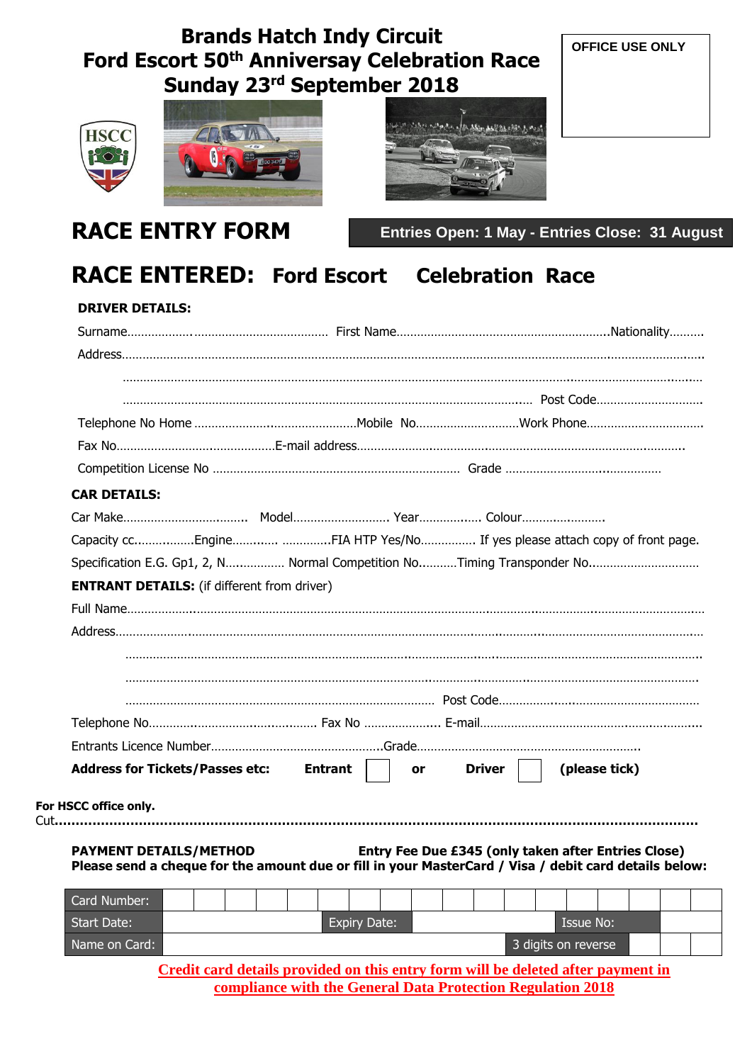# Brands Hatch Indy Circuit
# Ford Escort 50th Anniversay Celebration Race
# Sunday 23rd September 2018

OFFICE USE ONLY

## RACE ENTRY FORM

**Entries Open: 1 May - Entries Close: 31 August**

## RACE ENTERED: Ford Escort Celebration Race

**DRIVER DETAILS:**

Surname………………..…………………………… First Name…………………………………………………….Nationality……….

Address…………………………………………………………………………………………………………………………………………..

…………………………………………………………………………………………………………………………………………

…………………………………………………………………………………………………… Post Code…………………………

Telephone No Home …………………………………………Mobile No…………………………Work Phone……………………………

Fax No………………………………………E-mail address…………………………………………………………………………….

Competition License No ……………………………………………………………… Grade ……………………………………….

**CAR DETAILS:**

Car Make……………………………….. Model……………………… Year……………… Colour……………………..

Capacity cc………………Engine………… …………..FIA HTP Yes/No……………. If yes please attach copy of front page.

Specification E.G. Gp1, 2, N……………. Normal Competition No……….Timing Transponder No…………………………

**ENTRANT DETAILS:** (if different from driver)

Full Name……………………………………………………………………………………………………………………………………

Address………………………………………………………………………………………………………………………………………

…………………………………………………………………………………………………………………………………………

…………………………………………………………………………………………………………………………………………

……………………………………………………………………………… Post Code…………………………………………………

Telephone No………………………………………… Fax No ………………… E-mail…………………………………………………

Entrants Licence Number……………………………………………Grade……………………………………………………….

**Address for Tickets/Passes etc: Entrant ☐ or Driver ☐ (please tick)**

**For HSCC office only.**
Cut…………………………………………………………………………………………………………………………………………

**PAYMENT DETAILS/METHOD** **Entry Fee Due £345 (only taken after Entries Close)**
**Please send a cheque for the amount due or fill in your MasterCard / Visa / debit card details below:**

| Card Number: | | | | | | | | | | | | | | | | | |
|---|---|---|---|---|---|---|---|---|---|---|---|---|---|---|---|---|---|
| Start Date: | | Expiry Date: | | Issue No: | |
| Name on Card: | | 3 digits on reverse | | | |

**Credit card details provided on this entry form will be deleted after payment in compliance with the General Data Protection Regulation 2018**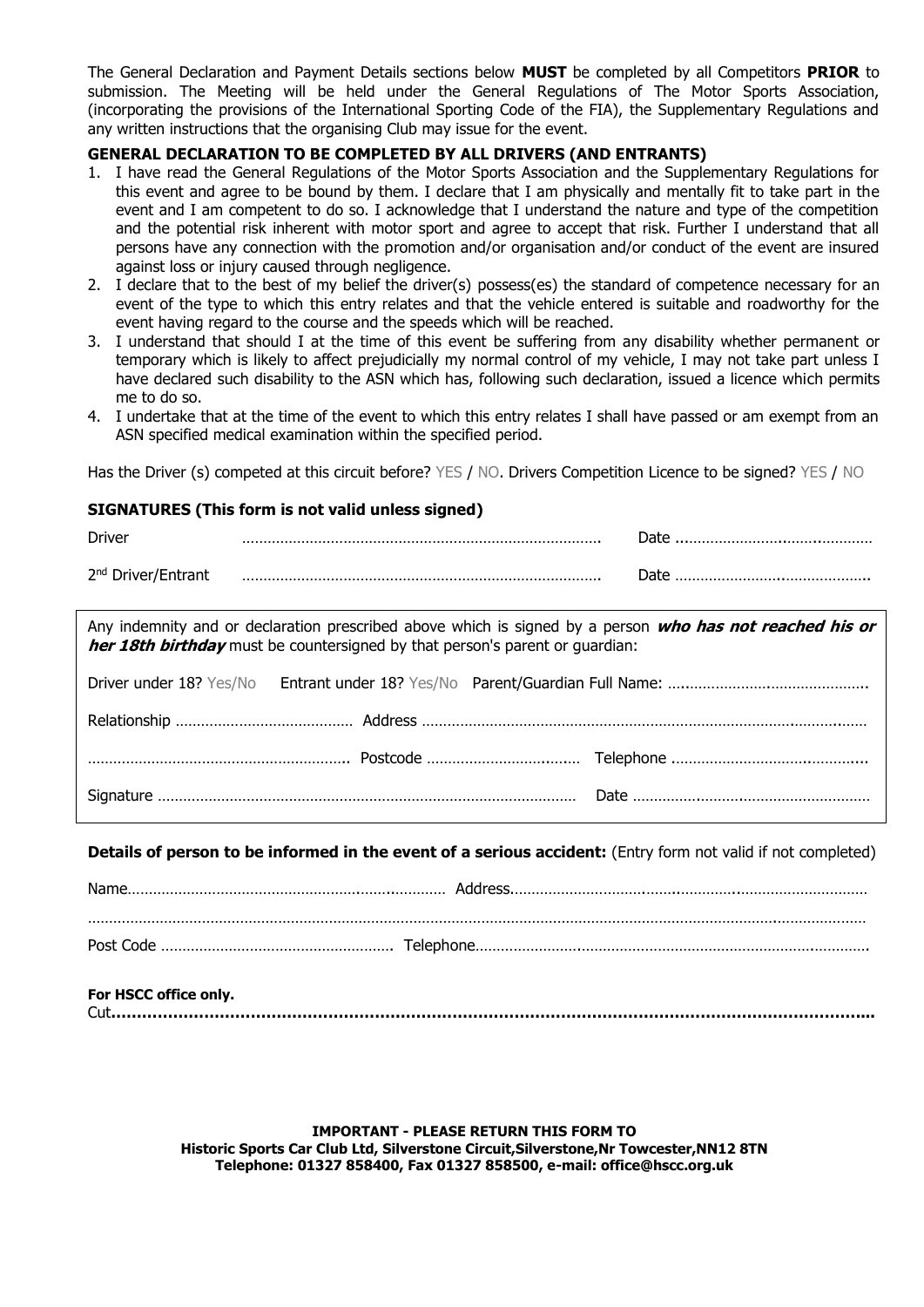The General Declaration and Payment Details sections below **MUST** be completed by all Competitors **PRIOR** to submission. The Meeting will be held under the General Regulations of The Motor Sports Association, (incorporating the provisions of the International Sporting Code of the FIA), the Supplementary Regulations and any written instructions that the organising Club may issue for the event.

**GENERAL DECLARATION TO BE COMPLETED BY ALL DRIVERS (AND ENTRANTS)**

1. I have read the General Regulations of the Motor Sports Association and the Supplementary Regulations for this event and agree to be bound by them. I declare that I am physically and mentally fit to take part in the event and I am competent to do so. I acknowledge that I understand the nature and type of the competition and the potential risk inherent with motor sport and agree to accept that risk. Further I understand that all persons have any connection with the promotion and/or organisation and/or conduct of the event are insured against loss or injury caused through negligence.
2. I declare that to the best of my belief the driver(s) possess(es) the standard of competence necessary for an event of the type to which this entry relates and that the vehicle entered is suitable and roadworthy for the event having regard to the course and the speeds which will be reached.
3. I understand that should I at the time of this event be suffering from any disability whether permanent or temporary which is likely to affect prejudicially my normal control of my vehicle, I may not take part unless I have declared such disability to the ASN which has, following such declaration, issued a licence which permits me to do so.
4. I undertake that at the time of the event to which this entry relates I shall have passed or am exempt from an ASN specified medical examination within the specified period.

Has the Driver (s) competed at this circuit before? YES / NO. Drivers Competition Licence to be signed? YES / NO

**SIGNATURES (This form is not valid unless signed)**

Driver ………………………………………………………………………. Date ……………………………………

2nd Driver/Entrant ………………………………………………………………………. Date ……………………………………

Any indemnity and or declaration prescribed above which is signed by a person ***who has not reached his or her 18th birthday*** must be countersigned by that person's parent or guardian:

Driver under 18? Yes/No Entrant under 18? Yes/No Parent/Guardian Full Name: ……………………………………………

Relationship …………………………………… Address ……………………………………………………………………………………

……………………………………………………. Postcode ……………………………… Telephone ……………………………………

Signature ……………………………………………………………………………………… Date ………………………………………………

**Details of person to be informed in the event of a serious accident:** (Entry form not valid if not completed)

Name………………………………………………………………… Address………………………………………………………………………

……………………………………………………………………………………………………………………………………………………………

Post Code ………………………………………………. Telephone…………………………………………………………………………………

**For HSCC office only.**

Cut**……………………………………………………………………………………………………………………………………**

**IMPORTANT - PLEASE RETURN THIS FORM TO**
**Historic Sports Car Club Ltd, Silverstone Circuit,Silverstone,Nr Towcester,NN12 8TN**
**Telephone: 01327 858400, Fax 01327 858500, e-mail: office@hscc.org.uk**